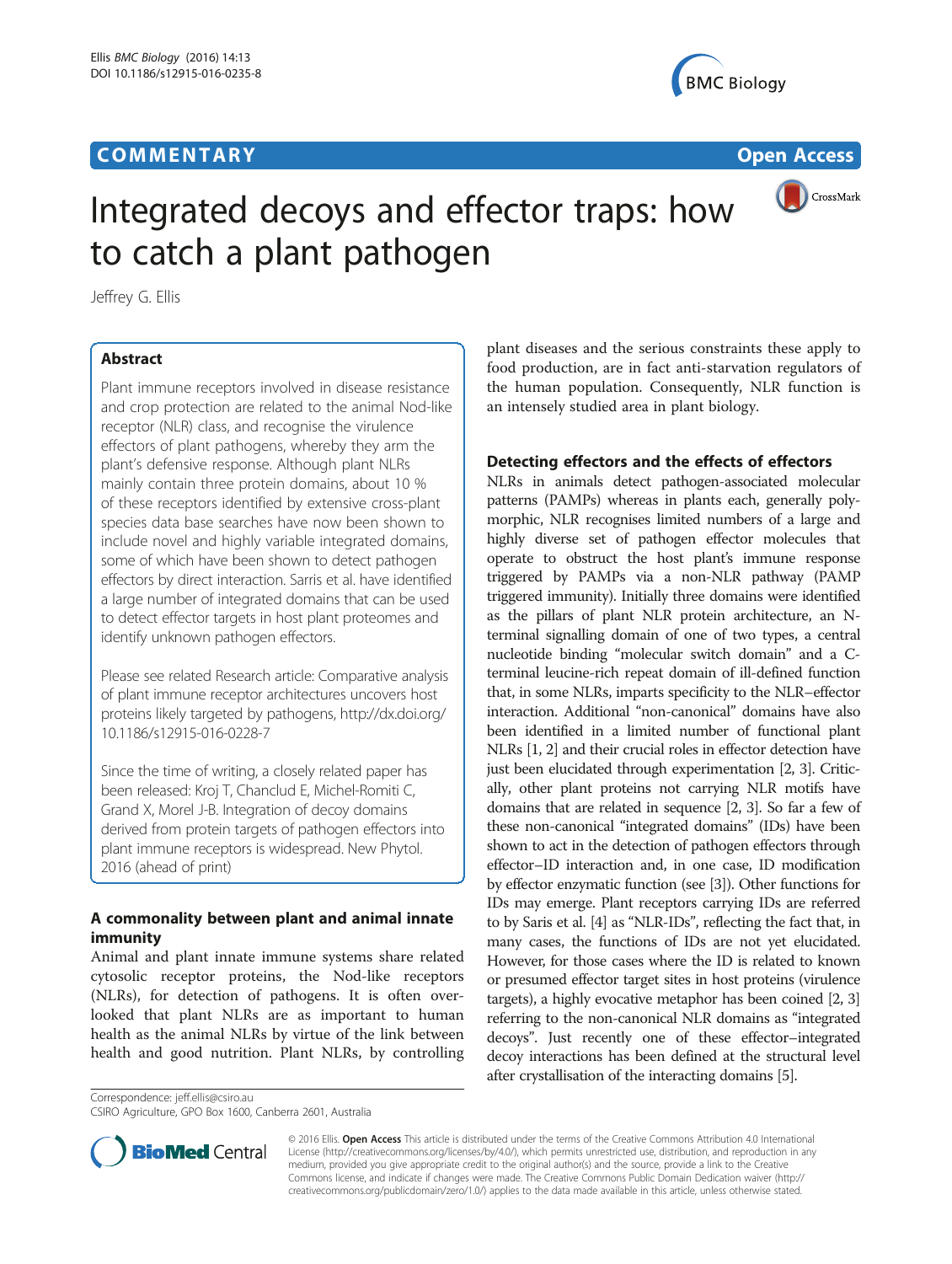COMMENTARY

Open Access

# Integrated decoys and effector traps: how to catch a plant pathogen

Jeffrey G. Ellis

## Abstract

Plant immune receptors involved in disease resistance and crop protection are related to the animal Nod-like receptor (NLR) class, and recognise the virulence effectors of plant pathogens, whereby they arm the plant's defensive response. Although plant NLRs mainly contain three protein domains, about 10 % of these receptors identified by extensive cross-plant species data base searches have now been shown to include novel and highly variable integrated domains, some of which have been shown to detect pathogen effectors by direct interaction. Sarris et al. have identified a large number of integrated domains that can be used to detect effector targets in host plant proteomes and identify unknown pathogen effectors.

Please see related Research article: Comparative analysis of plant immune receptor architectures uncovers host proteins likely targeted by pathogens, http://dx.doi.org/10.1186/s12915-016-0228-7

Since the time of writing, a closely related paper has been released: Kroj T, Chanclud E, Michel-Romiti C, Grand X, Morel J-B. Integration of decoy domains derived from protein targets of pathogen effectors into plant immune receptors is widespread. New Phytol. 2016 (ahead of print)

## A commonality between plant and animal innate immunity

Animal and plant innate immune systems share related cytosolic receptor proteins, the Nod-like receptors (NLRs), for detection of pathogens. It is often overlooked that plant NLRs are as important to human health as the animal NLRs by virtue of the link between health and good nutrition. Plant NLRs, by controlling plant diseases and the serious constraints these apply to food production, are in fact anti-starvation regulators of the human population. Consequently, NLR function is an intensely studied area in plant biology.

## Detecting effectors and the effects of effectors

NLRs in animals detect pathogen-associated molecular patterns (PAMPs) whereas in plants each, generally polymorphic, NLR recognises limited numbers of a large and highly diverse set of pathogen effector molecules that operate to obstruct the host plant's immune response triggered by PAMPs via a non-NLR pathway (PAMP triggered immunity). Initially three domains were identified as the pillars of plant NLR protein architecture, an N-terminal signalling domain of one of two types, a central nucleotide binding "molecular switch domain" and a C-terminal leucine-rich repeat domain of ill-defined function that, in some NLRs, imparts specificity to the NLR–effector interaction. Additional "non-canonical" domains have also been identified in a limited number of functional plant NLRs [1, 2] and their crucial roles in effector detection have just been elucidated through experimentation [2, 3]. Critically, other plant proteins not carrying NLR motifs have domains that are related in sequence [2, 3]. So far a few of these non-canonical "integrated domains" (IDs) have been shown to act in the detection of pathogen effectors through effector–ID interaction and, in one case, ID modification by effector enzymatic function (see [3]). Other functions for IDs may emerge. Plant receptors carrying IDs are referred to by Saris et al. [4] as "NLR-IDs", reflecting the fact that, in many cases, the functions of IDs are not yet elucidated. However, for those cases where the ID is related to known or presumed effector target sites in host proteins (virulence targets), a highly evocative metaphor has been coined [2, 3] referring to the non-canonical NLR domains as "integrated decoys". Just recently one of these effector–integrated decoy interactions has been defined at the structural level after crystallisation of the interacting domains [5].

Correspondence: jeff.ellis@csiro.au
CSIRO Agriculture, GPO Box 1600, Canberra 2601, Australia

© 2016 Ellis. **Open Access** This article is distributed under the terms of the Creative Commons Attribution 4.0 International License (http://creativecommons.org/licenses/by/4.0/), which permits unrestricted use, distribution, and reproduction in any medium, provided you give appropriate credit to the original author(s) and the source, provide a link to the Creative Commons license, and indicate if changes were made. The Creative Commons Public Domain Dedication waiver (http://creativecommons.org/publicdomain/zero/1.0/) applies to the data made available in this article, unless otherwise stated.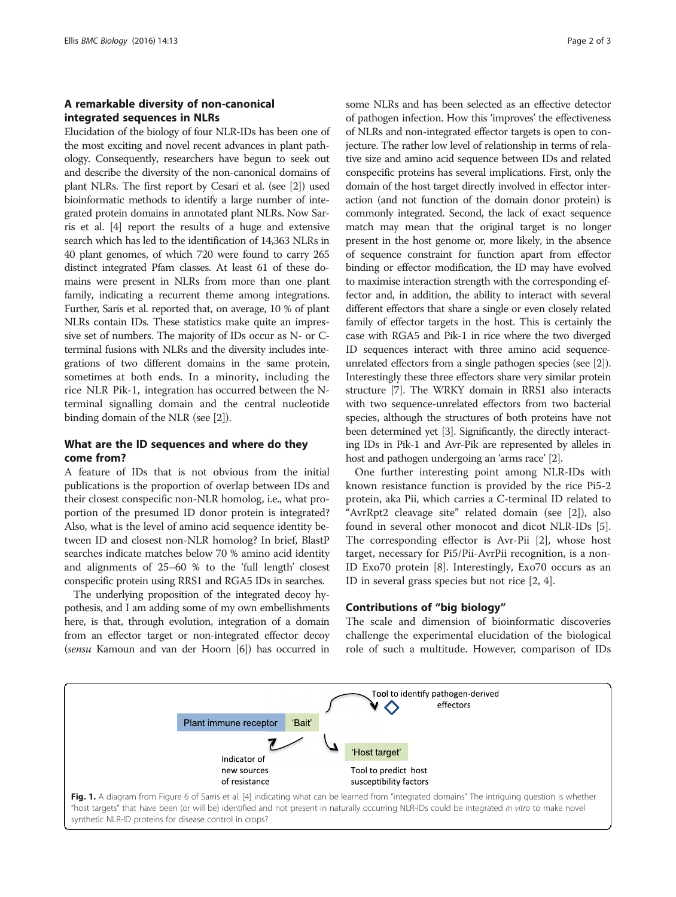## A remarkable diversity of non-canonical integrated sequences in NLRs

Elucidation of the biology of four NLR-IDs has been one of the most exciting and novel recent advances in plant pathology. Consequently, researchers have begun to seek out and describe the diversity of the non-canonical domains of plant NLRs. The first report by Cesari et al. (see [2]) used bioinformatic methods to identify a large number of integrated protein domains in annotated plant NLRs. Now Sarris et al. [4] report the results of a huge and extensive search which has led to the identification of 14,363 NLRs in 40 plant genomes, of which 720 were found to carry 265 distinct integrated Pfam classes. At least 61 of these domains were present in NLRs from more than one plant family, indicating a recurrent theme among integrations. Further, Saris et al. reported that, on average, 10 % of plant NLRs contain IDs. These statistics make quite an impressive set of numbers. The majority of IDs occur as N- or C-terminal fusions with NLRs and the diversity includes integrations of two different domains in the same protein, sometimes at both ends. In a minority, including the rice NLR Pik-1, integration has occurred between the N-terminal signalling domain and the central nucleotide binding domain of the NLR (see [2]).

## What are the ID sequences and where do they come from?

A feature of IDs that is not obvious from the initial publications is the proportion of overlap between IDs and their closest conspecific non-NLR homolog, i.e., what proportion of the presumed ID donor protein is integrated? Also, what is the level of amino acid sequence identity between ID and closest non-NLR homolog? In brief, BlastP searches indicate matches below 70 % amino acid identity and alignments of 25–60 % to the 'full length' closest conspecific protein using RRS1 and RGA5 IDs in searches.

The underlying proposition of the integrated decoy hypothesis, and I am adding some of my own embellishments here, is that, through evolution, integration of a domain from an effector target or non-integrated effector decoy (*sensu* Kamoun and van der Hoorn [6]) has occurred in some NLRs and has been selected as an effective detector of pathogen infection. How this 'improves' the effectiveness of NLRs and non-integrated effector targets is open to conjecture. The rather low level of relationship in terms of relative size and amino acid sequence between IDs and related conspecific proteins has several implications. First, only the domain of the host target directly involved in effector interaction (and not function of the domain donor protein) is commonly integrated. Second, the lack of exact sequence match may mean that the original target is no longer present in the host genome or, more likely, in the absence of sequence constraint for function apart from effector binding or effector modification, the ID may have evolved to maximise interaction strength with the corresponding effector and, in addition, the ability to interact with several different effectors that share a single or even closely related family of effector targets in the host. This is certainly the case with RGA5 and Pik-1 in rice where the two diverged ID sequences interact with three amino acid sequence-unrelated effectors from a single pathogen species (see [2]). Interestingly these three effectors share very similar protein structure [7]. The WRKY domain in RRS1 also interacts with two sequence-unrelated effectors from two bacterial species, although the structures of both proteins have not been determined yet [3]. Significantly, the directly interacting IDs in Pik-1 and Avr-Pik are represented by alleles in host and pathogen undergoing an 'arms race' [2].

One further interesting point among NLR-IDs with known resistance function is provided by the rice Pi5-2 protein, aka Pii, which carries a C-terminal ID related to "AvrRpt2 cleavage site" related domain (see [2]), also found in several other monocot and dicot NLR-IDs [5]. The corresponding effector is Avr-Pii [2], whose host target, necessary for Pi5/Pii-AvrPii recognition, is a non-ID Exo70 protein [8]. Interestingly, Exo70 occurs as an ID in several grass species but not rice [2, 4].

## Contributions of "big biology"

The scale and dimension of bioinformatic discoveries challenge the experimental elucidation of the biological role of such a multitude. However, comparison of IDs

Plant immune receptor | 'Bait'

Tool to identify pathogen-derived effectors

Indicator of new sources of resistance

'Host target'

Tool to predict host susceptibility factors

**Fig. 1.** A diagram from Figure 6 of Sarris et al. [4] indicating what can be learned from "integrated domains" The intriguing question is whether "host targets" that have been (or will be) identified and not present in naturally occurring NLR-IDs could be integrated *in vitro* to make novel synthetic NLR-ID proteins for disease control in crops?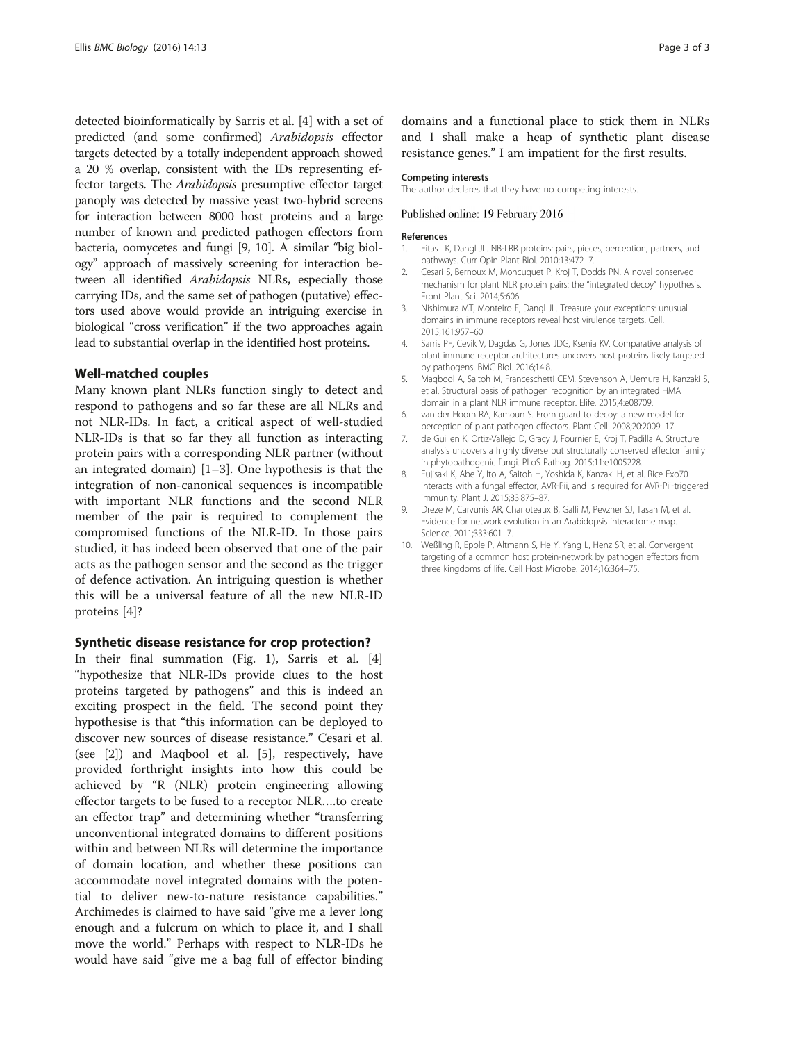detected bioinformatically by Sarris et al. [4] with a set of predicted (and some confirmed) *Arabidopsis* effector targets detected by a totally independent approach showed a 20 % overlap, consistent with the IDs representing effector targets. The *Arabidopsis* presumptive effector target panoply was detected by massive yeast two-hybrid screens for interaction between 8000 host proteins and a large number of known and predicted pathogen effectors from bacteria, oomycetes and fungi [9, 10]. A similar "big biology" approach of massively screening for interaction between all identified *Arabidopsis* NLRs, especially those carrying IDs, and the same set of pathogen (putative) effectors used above would provide an intriguing exercise in biological "cross verification" if the two approaches again lead to substantial overlap in the identified host proteins.

## Well-matched couples

Many known plant NLRs function singly to detect and respond to pathogens and so far these are all NLRs and not NLR-IDs. In fact, a critical aspect of well-studied NLR-IDs is that so far they all function as interacting protein pairs with a corresponding NLR partner (without an integrated domain) [1–3]. One hypothesis is that the integration of non-canonical sequences is incompatible with important NLR functions and the second NLR member of the pair is required to complement the compromised functions of the NLR-ID. In those pairs studied, it has indeed been observed that one of the pair acts as the pathogen sensor and the second as the trigger of defence activation. An intriguing question is whether this will be a universal feature of all the new NLR-ID proteins [4]?

## Synthetic disease resistance for crop protection?

In their final summation (Fig. 1), Sarris et al. [4] "hypothesize that NLR-IDs provide clues to the host proteins targeted by pathogens" and this is indeed an exciting prospect in the field. The second point they hypothesise is that "this information can be deployed to discover new sources of disease resistance." Cesari et al. (see [2]) and Maqbool et al. [5], respectively, have provided forthright insights into how this could be achieved by "R (NLR) protein engineering allowing effector targets to be fused to a receptor NLR….to create an effector trap" and determining whether "transferring unconventional integrated domains to different positions within and between NLRs will determine the importance of domain location, and whether these positions can accommodate novel integrated domains with the potential to deliver new-to-nature resistance capabilities." Archimedes is claimed to have said "give me a lever long enough and a fulcrum on which to place it, and I shall move the world." Perhaps with respect to NLR-IDs he would have said "give me a bag full of effector binding domains and a functional place to stick them in NLRs and I shall make a heap of synthetic plant disease resistance genes." I am impatient for the first results.

### Competing interests

The author declares that they have no competing interests.

Published online: 19 February 2016

### References

1. Eitas TK, Dangl JL. NB-LRR proteins: pairs, pieces, perception, partners, and pathways. Curr Opin Plant Biol. 2010;13:472–7.
2. Cesari S, Bernoux M, Moncuquet P, Kroj T, Dodds PN. A novel conserved mechanism for plant NLR protein pairs: the "integrated decoy" hypothesis. Front Plant Sci. 2014;5:606.
3. Nishimura MT, Monteiro F, Dangl JL. Treasure your exceptions: unusual domains in immune receptors reveal host virulence targets. Cell. 2015;161:957–60.
4. Sarris PF, Cevik V, Dagdas G, Jones JDG, Ksenia KV. Comparative analysis of plant immune receptor architectures uncovers host proteins likely targeted by pathogens. BMC Biol. 2016;14:8.
5. Maqbool A, Saitoh M, Franceschetti CEM, Stevenson A, Uemura H, Kanzaki S, et al. Structural basis of pathogen recognition by an integrated HMA domain in a plant NLR immune receptor. Elife. 2015;4:e08709.
6. van der Hoorn RA, Kamoun S. From guard to decoy: a new model for perception of plant pathogen effectors. Plant Cell. 2008;20:2009–17.
7. de Guillen K, Ortiz-Vallejo D, Gracy J, Fournier E, Kroj T, Padilla A. Structure analysis uncovers a highly diverse but structurally conserved effector family in phytopathogenic fungi. PLoS Pathog. 2015;11:e1005228.
8. Fujisaki K, Abe Y, Ito A, Saitoh H, Yoshida K, Kanzaki H, et al. Rice Exo70 interacts with a fungal effector, AVR-Pii, and is required for AVR-Pii-triggered immunity. Plant J. 2015;83:875–87.
9. Dreze M, Carvunis AR, Charloteaux B, Galli M, Pevzner SJ, Tasan M, et al. Evidence for network evolution in an Arabidopsis interactome map. Science. 2011;333:601–7.
10. Weßling R, Epple P, Altmann S, He Y, Yang L, Henz SR, et al. Convergent targeting of a common host protein-network by pathogen effectors from three kingdoms of life. Cell Host Microbe. 2014;16:364–75.